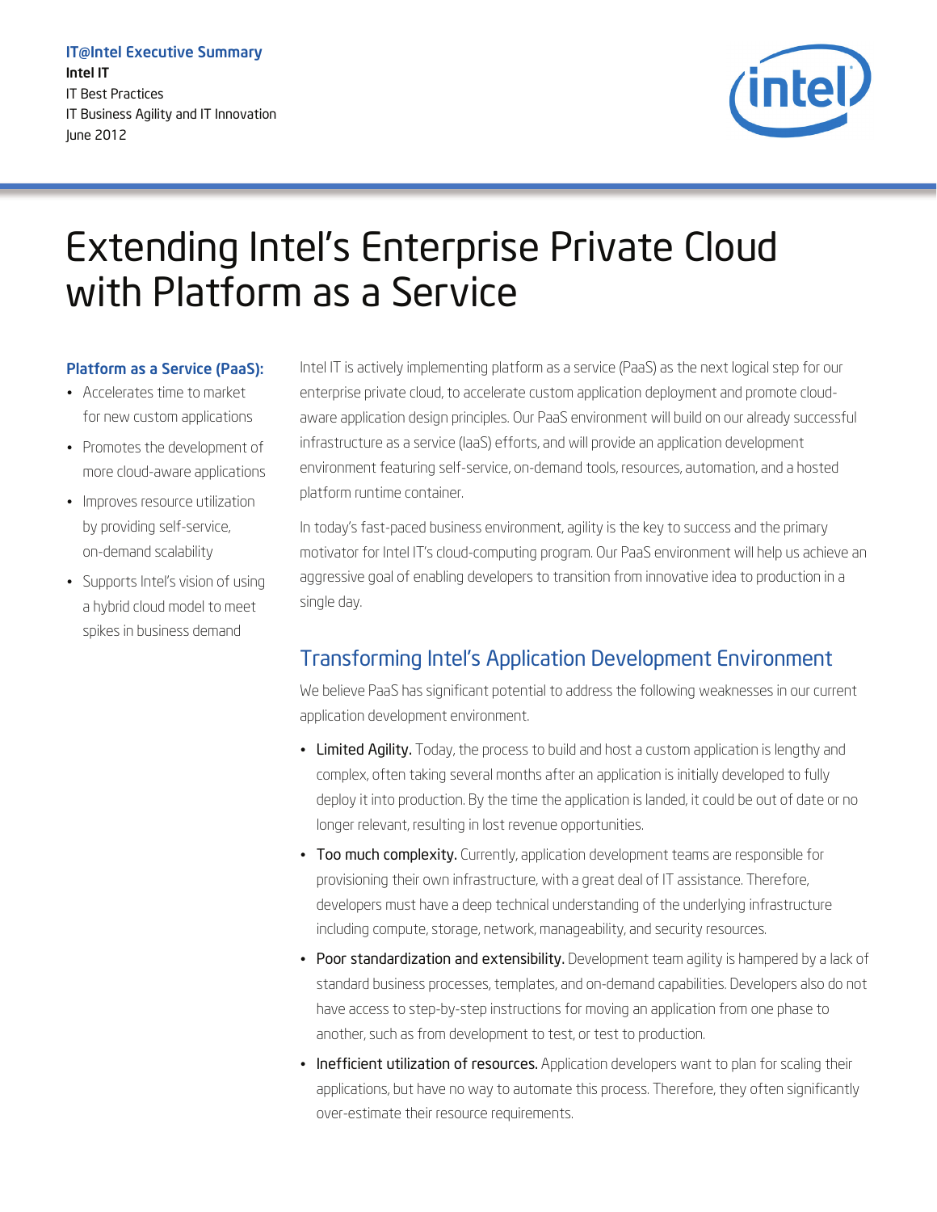**IT@Intel Executive Summary**

**Intel IT**

IT Best Practices

IT Business Agility and IT Innovation

June 2012

# Extending Intel's Enterprise Private Cloud with Platform as a Service

**Platform as a Service (PaaS):**

- Accelerates time to market for new custom applications
- Promotes the development of more cloud-aware applications
- Improves resource utilization by providing self-service, on-demand scalability
- Supports Intel's vision of using a hybrid cloud model to meet spikes in business demand

Intel IT is actively implementing platform as a service (PaaS) as the next logical step for our enterprise private cloud, to accelerate custom application deployment and promote cloud-aware application design principles. Our PaaS environment will build on our already successful infrastructure as a service (IaaS) efforts, and will provide an application development environment featuring self-service, on-demand tools, resources, automation, and a hosted platform runtime container.

In today's fast-paced business environment, agility is the key to success and the primary motivator for Intel IT's cloud-computing program. Our PaaS environment will help us achieve an aggressive goal of enabling developers to transition from innovative idea to production in a single day.

## Transforming Intel's Application Development Environment

We believe PaaS has significant potential to address the following weaknesses in our current application development environment.

- **Limited Agility.** Today, the process to build and host a custom application is lengthy and complex, often taking several months after an application is initially developed to fully deploy it into production. By the time the application is landed, it could be out of date or no longer relevant, resulting in lost revenue opportunities.
- **Too much complexity.** Currently, application development teams are responsible for provisioning their own infrastructure, with a great deal of IT assistance. Therefore, developers must have a deep technical understanding of the underlying infrastructure including compute, storage, network, manageability, and security resources.
- **Poor standardization and extensibility.** Development team agility is hampered by a lack of standard business processes, templates, and on-demand capabilities. Developers also do not have access to step-by-step instructions for moving an application from one phase to another, such as from development to test, or test to production.
- **Inefficient utilization of resources.** Application developers want to plan for scaling their applications, but have no way to automate this process. Therefore, they often significantly over-estimate their resource requirements.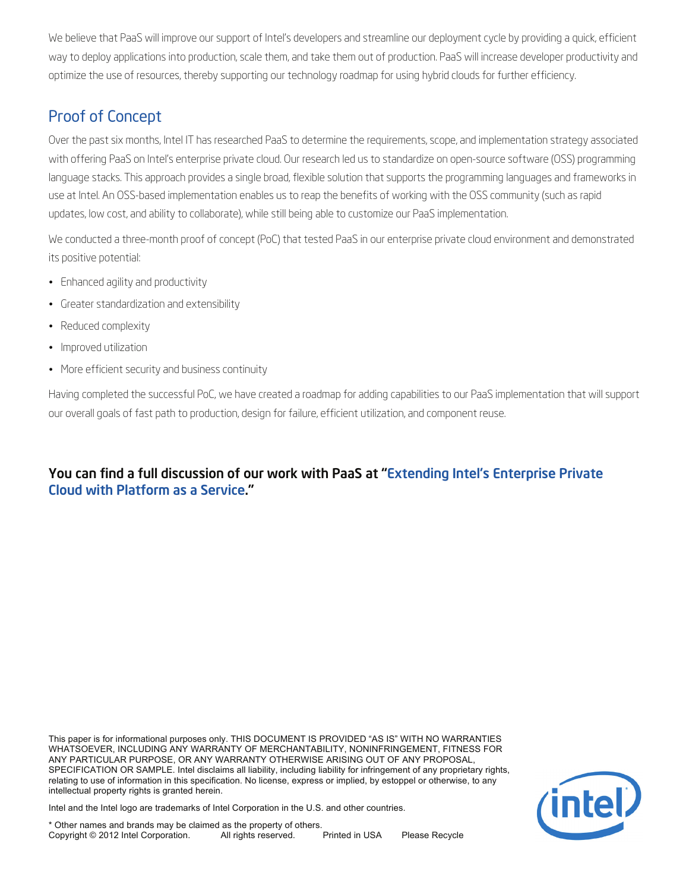We believe that PaaS will improve our support of Intel's developers and streamline our deployment cycle by providing a quick, efficient way to deploy applications into production, scale them, and take them out of production. PaaS will increase developer productivity and optimize the use of resources, thereby supporting our technology roadmap for using hybrid clouds for further efficiency.

## Proof of Concept

Over the past six months, Intel IT has researched PaaS to determine the requirements, scope, and implementation strategy associated with offering PaaS on Intel's enterprise private cloud. Our research led us to standardize on open-source software (OSS) programming language stacks. This approach provides a single broad, flexible solution that supports the programming languages and frameworks in use at Intel. An OSS-based implementation enables us to reap the benefits of working with the OSS community (such as rapid updates, low cost, and ability to collaborate), while still being able to customize our PaaS implementation.

We conducted a three-month proof of concept (PoC) that tested PaaS in our enterprise private cloud environment and demonstrated its positive potential:

- Enhanced agility and productivity
- Greater standardization and extensibility
- Reduced complexity
- Improved utilization
- More efficient security and business continuity

Having completed the successful PoC, we have created a roadmap for adding capabilities to our PaaS implementation that will support our overall goals of fast path to production, design for failure, efficient utilization, and component reuse.

**You can find a full discussion of our work with PaaS at "Extending Intel's Enterprise Private Cloud with Platform as a Service."**

This paper is for informational purposes only. THIS DOCUMENT IS PROVIDED "AS IS" WITH NO WARRANTIES WHATSOEVER, INCLUDING ANY WARRANTY OF MERCHANTABILITY, NONINFRINGEMENT, FITNESS FOR ANY PARTICULAR PURPOSE, OR ANY WARRANTY OTHERWISE ARISING OUT OF ANY PROPOSAL, SPECIFICATION OR SAMPLE. Intel disclaims all liability, including liability for infringement of any proprietary rights, relating to use of information in this specification. No license, express or implied, by estoppel or otherwise, to any intellectual property rights is granted herein.

Intel and the Intel logo are trademarks of Intel Corporation in the U.S. and other countries.

* Other names and brands may be claimed as the property of others.
Copyright © 2012 Intel Corporation. All rights reserved. Printed in USA Please Recycle